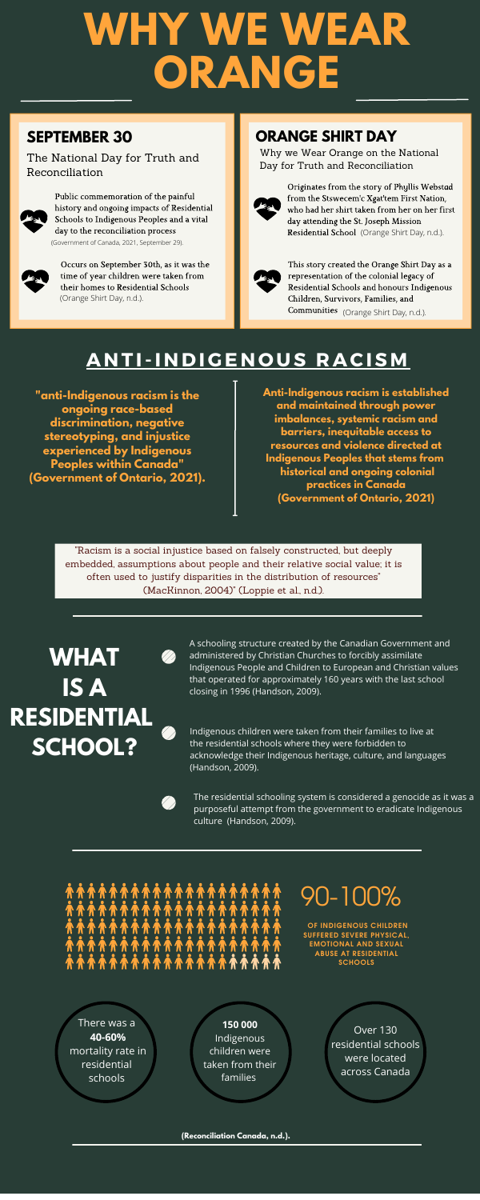# WHY WE WEAR ORANGE

## SEPTEMBER 30

The National Day for Truth and Reconciliation

- Public commemoration of the painful history and ongoing impacts of Residential Schools to Indigenous Peoples and a vital day to the reconciliation process (Government of Canada, 2021, September 29).
- Occurs on September 30th, as it was the time of year children were taken from their homes to Residential Schools (Orange Shirt Day, n.d.).

## ORANGE SHIRT DAY

Why we Wear Orange on the National Day for Truth and Reconciliation

- Originates from the story of Phyllis Webstad from the Stswecem'c Xgat'tem First Nation, who had her shirt taken from her on her first day attending the St. Joseph Mission Residential School (Orange Shirt Day, n.d.).
- This story created the Orange Shirt Day as a representation of the colonial legacy of Residential Schools and honours Indigenous Children, Survivors, Families, and Communities (Orange Shirt Day, n.d.).

## ANTI-INDIGENOUS RACISM

**"anti-Indigenous racism is the ongoing race-based discrimination, negative stereotyping, and injustice experienced by Indigenous Peoples within Canada" (Government of Ontario, 2021).**

**Anti-Indigenous racism is established and maintained through power imbalances, systemic racism and barriers, inequitable access to resources and violence directed at Indigenous Peoples that stems from historical and ongoing colonial practices in Canada (Government of Ontario, 2021)**

"Racism is a social injustice based on falsely constructed, but deeply embedded, assumptions about people and their relative social value; it is often used to justify disparities in the distribution of resources" (MacKinnon, 2004)" (Loppie et al., n.d.).

## WHAT IS A RESIDENTIAL SCHOOL?

- A schooling structure created by the Canadian Government and administered by Christian Churches to forcibly assimilate Indigenous People and Children to European and Christian values that operated for approximately 160 years with the last school closing in 1996 (Handson, 2009).
- Indigenous children were taken from their families to live at the residential schools where they were forbidden to acknowledge their Indigenous heritage, culture, and languages (Handson, 2009).
- The residential schooling system is considered a genocide as it was a purposeful attempt from the government to eradicate Indigenous culture (Handson, 2009).

## 90-100%

**OF INDIGENOUS CHILDREN SUFFERED SEVERE PHYSICAL, EMOTIONAL AND SEXUAL ABUSE AT RESIDENTIAL SCHOOLS**

- There was a **40-60%** mortality rate in residential schools
- **150 000** Indigenous children were taken from their families
- Over 130 residential schools were located across Canada

**(Reconciliation Canada, n.d.).**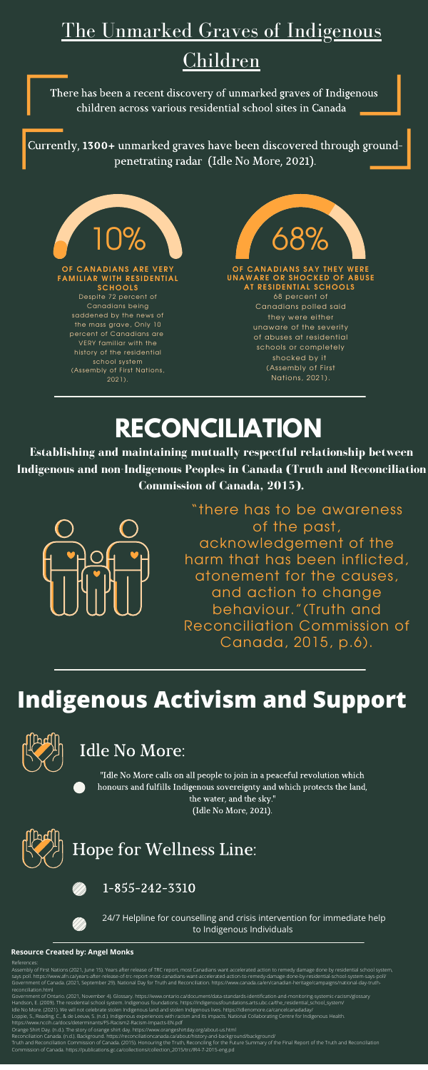# The Unmarked Graves of Indigenous Children

There has been a recent discovery of unmarked graves of Indigenous children across various residential school sites in Canada

Currently, **1300+** unmarked graves have been discovered through ground-penetrating radar (Idle No More, 2021).

10%

**OF CANADIANS ARE VERY FAMILIAR WITH RESIDENTIAL SCHOOLS**

Despite 72 percent of Canadians being saddened by the news of the mass grave, Only 10 percent of Canadians are VERY familiar with the history of the residential school system (Assembly of First Nations, 2021).

68%

**OF CANADIANS SAY THEY WERE UNAWARE OR SHOCKED OF ABUSE AT RESIDENTIAL SCHOOLS**

68 percent of Canadians polled said they were either unaware of the severity of abuses at residential schools or completely shocked by it (Assembly of First Nations, 2021).

# RECONCILIATION

**Establishing and maintaining mutually respectful relationship between Indigenous and non-Indigenous Peoples in Canada (Truth and Reconciliation Commission of Canada, 2015).**

"there has to be awareness of the past, acknowledgement of the harm that has been inflicted, atonement for the causes, and action to change behaviour."(Truth and Reconciliation Commission of Canada, 2015, p.6).

# Indigenous Activism and Support

## Idle No More:

"Idle No More calls on all people to join in a peaceful revolution which honours and fulfills Indigenous sovereignty and which protects the land, the water, and the sky." (Idle No More, 2021).

## Hope for Wellness Line:

1-855-242-3310

24/7 Helpline for counselling and crisis intervention for immediate help to Indigenous Individuals

**Resource Created by: Angel Monks**

References:

Assembly of First Nations (2021, June 15). Years after release of TRC report, most Canadians want accelerated action to remedy damage done by residential school system, says poll. https://www.afn.ca/years-after-release-of-trc-report-most-canadians-want-accelerated-action-to-remedy-damage-done-by-residential-school-system-says-poll/

Government of Canada. (2021, September 29). National Day for Truth and Reconciliation. https://www.canada.ca/en/canadian-heritage/campaigns/national-day-truth-reconciliation.html

Government of Ontario. (2021, November 4). Glossary. https://www.ontario.ca/document/data-standards-identification-and-monitoring-systemic-racism/glossary

Handson, E. (2009). The residential school system. Indigenous foundations. https://indigenousfoundations.arts.ubc.ca/the_residential_school_system/

Idle No More. (2021). We will not celebrate stolen Indigenous land and stolen Indigenous lives. https://idlenomore.ca/cancelcanadaday/

Loppie, S., Reading, C., & de Leeuw, S. (n.d.). Indigenous experiences with racism and its impacts. National Collaborating Centre for Indigenous Health. https://www.nccih.ca/docs/determinants/FS-Racism2-Racism-Impacts-EN.pdf

Orange Shirt Day. (n.d.). The story of orange shirt day. https://www.orangeshirtday.org/about-us.html

Reconciliation Canada. (n.d.). Background. https://reconciliationcanada.ca/about/history-and-background/background/

Truth and Reconciliation Commission of Canada. (2015). Honouring the Truth, Reconciling for the Future Summary of the Final Report of the Truth and Reconciliation Commission of Canada. https://publications.gc.ca/collections/collection_2015/trc/IR4-7-2015-eng.pd